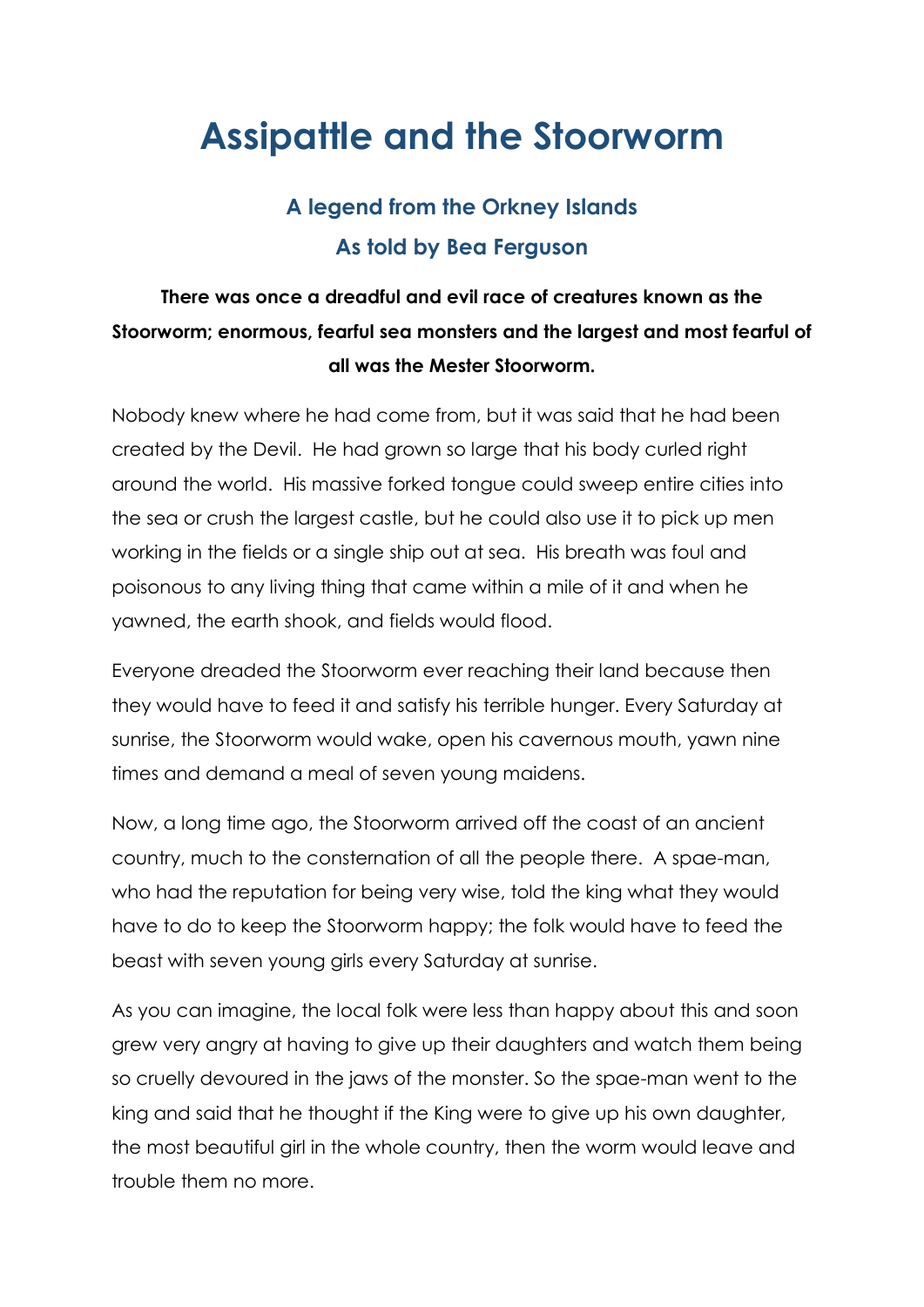# Assipattle and the Stoorworm

## A legend from the Orkney Islands

## As told by Bea Ferguson

**There was once a dreadful and evil race of creatures known as the Stoorworm; enormous, fearful sea monsters and the largest and most fearful of all was the Mester Stoorworm.**

Nobody knew where he had come from, but it was said that he had been created by the Devil. He had grown so large that his body curled right around the world. His massive forked tongue could sweep entire cities into the sea or crush the largest castle, but he could also use it to pick up men working in the fields or a single ship out at sea. His breath was foul and poisonous to any living thing that came within a mile of it and when he yawned, the earth shook, and fields would flood.

Everyone dreaded the Stoorworm ever reaching their land because then they would have to feed it and satisfy his terrible hunger. Every Saturday at sunrise, the Stoorworm would wake, open his cavernous mouth, yawn nine times and demand a meal of seven young maidens.

Now, a long time ago, the Stoorworm arrived off the coast of an ancient country, much to the consternation of all the people there. A spae-man, who had the reputation for being very wise, told the king what they would have to do to keep the Stoorworm happy; the folk would have to feed the beast with seven young girls every Saturday at sunrise.

As you can imagine, the local folk were less than happy about this and soon grew very angry at having to give up their daughters and watch them being so cruelly devoured in the jaws of the monster. So the spae-man went to the king and said that he thought if the King were to give up his own daughter, the most beautiful girl in the whole country, then the worm would leave and trouble them no more.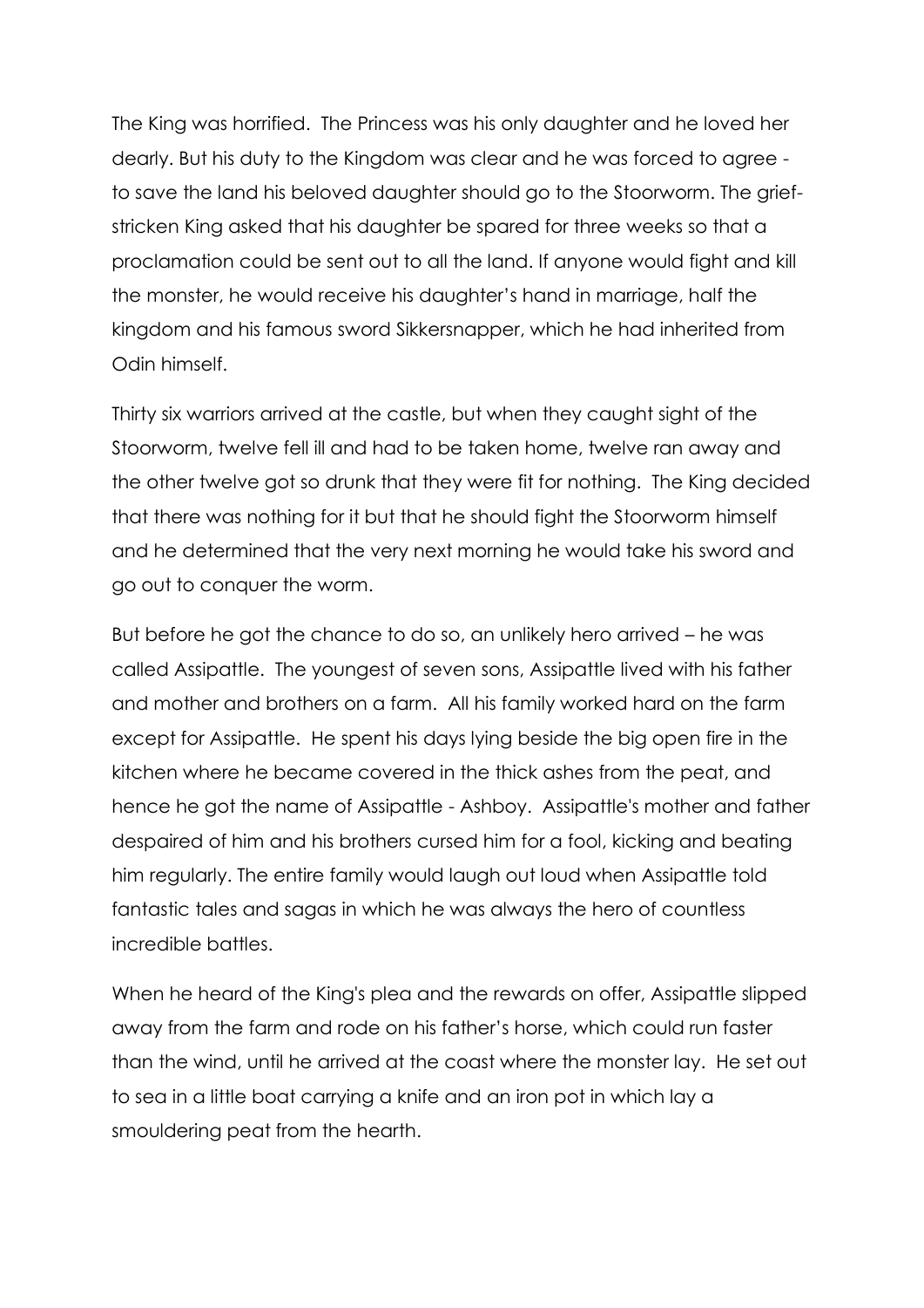The King was horrified. The Princess was his only daughter and he loved her dearly. But his duty to the Kingdom was clear and he was forced to agree - to save the land his beloved daughter should go to the Stoorworm. The grief-stricken King asked that his daughter be spared for three weeks so that a proclamation could be sent out to all the land. If anyone would fight and kill the monster, he would receive his daughter's hand in marriage, half the kingdom and his famous sword Sikkersnapper, which he had inherited from Odin himself.

Thirty six warriors arrived at the castle, but when they caught sight of the Stoorworm, twelve fell ill and had to be taken home, twelve ran away and the other twelve got so drunk that they were fit for nothing. The King decided that there was nothing for it but that he should fight the Stoorworm himself and he determined that the very next morning he would take his sword and go out to conquer the worm.

But before he got the chance to do so, an unlikely hero arrived – he was called Assipattle. The youngest of seven sons, Assipattle lived with his father and mother and brothers on a farm. All his family worked hard on the farm except for Assipattle. He spent his days lying beside the big open fire in the kitchen where he became covered in the thick ashes from the peat, and hence he got the name of Assipattle - Ashboy. Assipattle's mother and father despaired of him and his brothers cursed him for a fool, kicking and beating him regularly. The entire family would laugh out loud when Assipattle told fantastic tales and sagas in which he was always the hero of countless incredible battles.

When he heard of the King's plea and the rewards on offer, Assipattle slipped away from the farm and rode on his father's horse, which could run faster than the wind, until he arrived at the coast where the monster lay. He set out to sea in a little boat carrying a knife and an iron pot in which lay a smouldering peat from the hearth.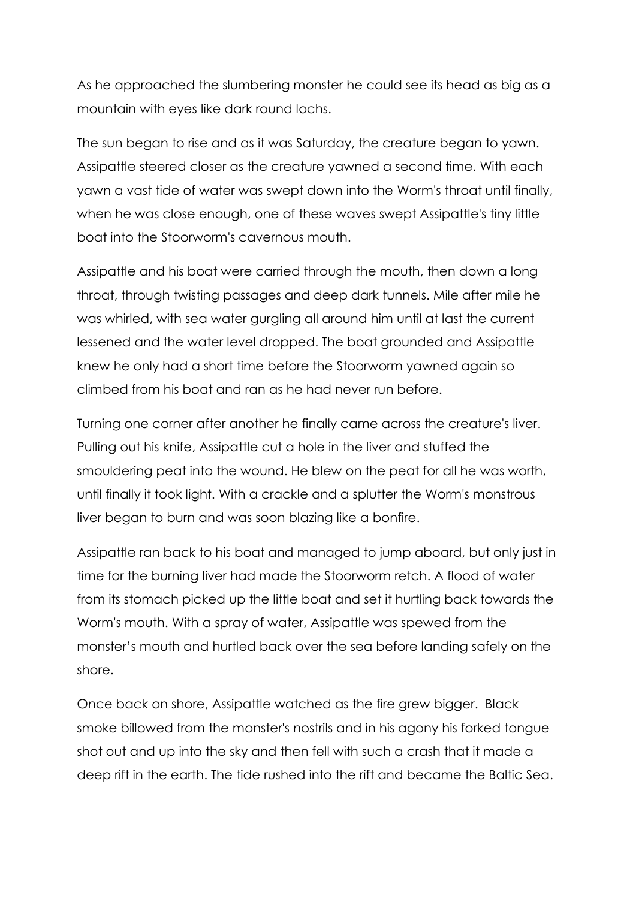As he approached the slumbering monster he could see its head as big as a mountain with eyes like dark round lochs.

The sun began to rise and as it was Saturday, the creature began to yawn. Assipattle steered closer as the creature yawned a second time. With each yawn a vast tide of water was swept down into the Worm's throat until finally, when he was close enough, one of these waves swept Assipattle's tiny little boat into the Stoorworm's cavernous mouth.

Assipattle and his boat were carried through the mouth, then down a long throat, through twisting passages and deep dark tunnels. Mile after mile he was whirled, with sea water gurgling all around him until at last the current lessened and the water level dropped. The boat grounded and Assipattle knew he only had a short time before the Stoorworm yawned again so climbed from his boat and ran as he had never run before.

Turning one corner after another he finally came across the creature's liver. Pulling out his knife, Assipattle cut a hole in the liver and stuffed the smouldering peat into the wound. He blew on the peat for all he was worth, until finally it took light. With a crackle and a splutter the Worm's monstrous liver began to burn and was soon blazing like a bonfire.

Assipattle ran back to his boat and managed to jump aboard, but only just in time for the burning liver had made the Stoorworm retch. A flood of water from its stomach picked up the little boat and set it hurtling back towards the Worm's mouth. With a spray of water, Assipattle was spewed from the monster's mouth and hurtled back over the sea before landing safely on the shore.

Once back on shore, Assipattle watched as the fire grew bigger. Black smoke billowed from the monster's nostrils and in his agony his forked tongue shot out and up into the sky and then fell with such a crash that it made a deep rift in the earth. The tide rushed into the rift and became the Baltic Sea.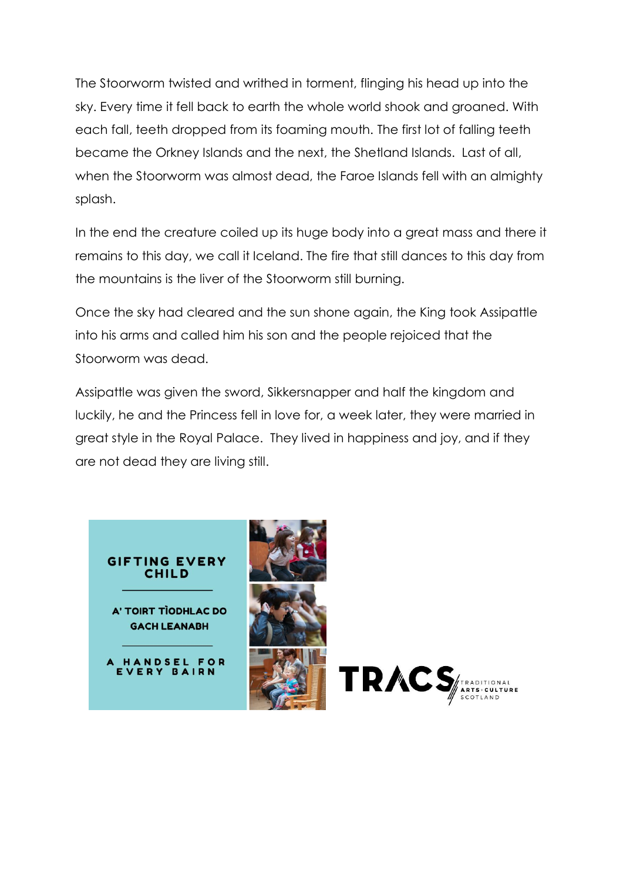The Stoorworm twisted and writhed in torment, flinging his head up into the sky. Every time it fell back to earth the whole world shook and groaned. With each fall, teeth dropped from its foaming mouth. The first lot of falling teeth became the Orkney Islands and the next, the Shetland Islands. Last of all, when the Stoorworm was almost dead, the Faroe Islands fell with an almighty splash.

In the end the creature coiled up its huge body into a great mass and there it remains to this day, we call it Iceland. The fire that still dances to this day from the mountains is the liver of the Stoorworm still burning.

Once the sky had cleared and the sun shone again, the King took Assipattle into his arms and called him his son and the people rejoiced that the Stoorworm was dead.

Assipattle was given the sword, Sikkersnapper and half the kingdom and luckily, he and the Princess fell in love for, a week later, they were married in great style in the Royal Palace. They lived in happiness and joy, and if they are not dead they are living still.

GIFTING EVERY CHILD

A' TOIRT TÌODHLAC DO GACH LEANABH

A HANDSEL FOR EVERY BAIRN

TRACS TRADITIONAL ARTS+CULTURE SCOTLAND